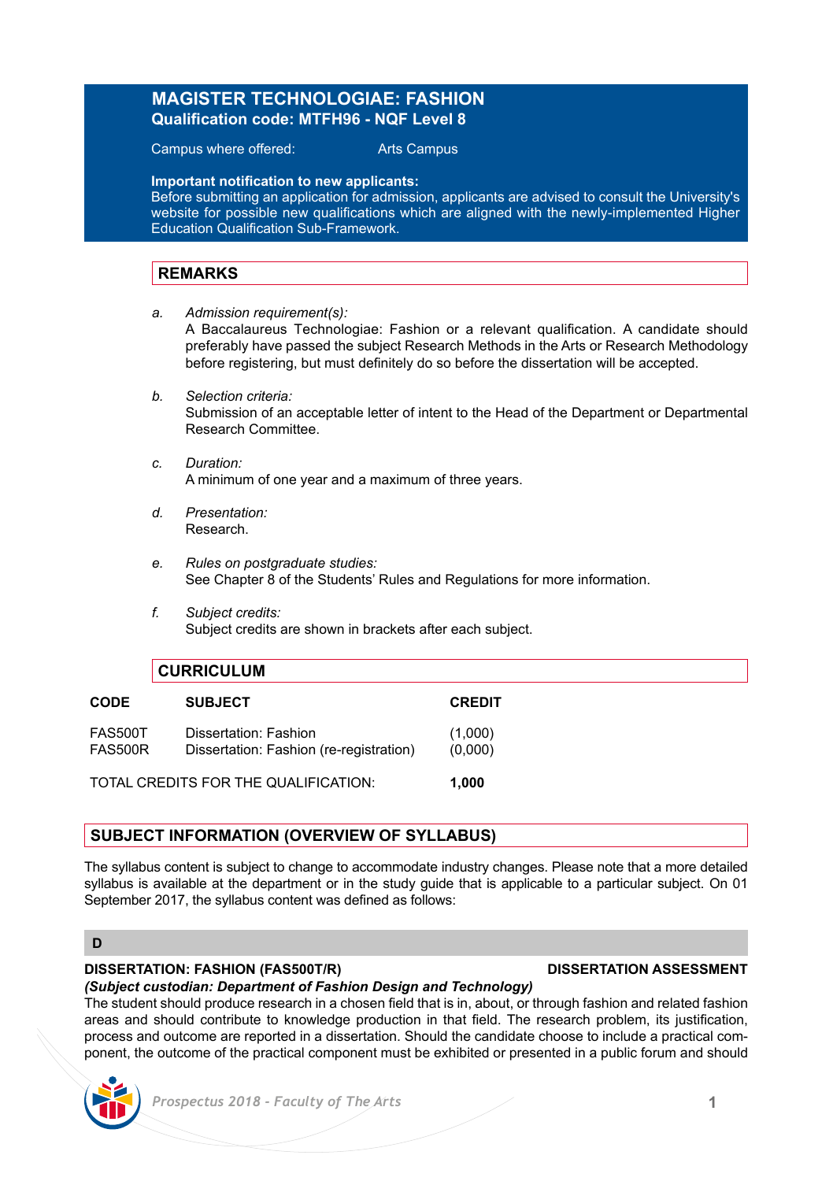# MAGISTER TECHNOLOGIAE: FASHION

**Qualification code: MTFH96 - NQF Level 8**

Campus where offered: Arts Campus

**Important notification to new applicants:**
Before submitting an application for admission, applicants are advised to consult the University's website for possible new qualifications which are aligned with the newly-implemented Higher Education Qualification Sub-Framework.

## REMARKS

a. *Admission requirement(s):*
A Baccalaureus Technologiae: Fashion or a relevant qualification. A candidate should preferably have passed the subject Research Methods in the Arts or Research Methodology before registering, but must definitely do so before the dissertation will be accepted.

b. *Selection criteria:*
Submission of an acceptable letter of intent to the Head of the Department or Departmental Research Committee.

c. *Duration:*
A minimum of one year and a maximum of three years.

d. *Presentation:*
Research.

e. *Rules on postgraduate studies:*
See Chapter 8 of the Students' Rules and Regulations for more information.

f. *Subject credits:*
Subject credits are shown in brackets after each subject.

## CURRICULUM

| CODE | SUBJECT | CREDIT |
|---|---|---|
| FAS500T | Dissertation: Fashion | (1,000) |
| FAS500R | Dissertation: Fashion (re-registration) | (0,000) |

TOTAL CREDITS FOR THE QUALIFICATION: **1,000**

## SUBJECT INFORMATION (OVERVIEW OF SYLLABUS)

The syllabus content is subject to change to accommodate industry changes. Please note that a more detailed syllabus is available at the department or in the study guide that is applicable to a particular subject. On 01 September 2017, the syllabus content was defined as follows:

### D

**DISSERTATION: FASHION (FAS500T/R)** **DISSERTATION ASSESSMENT**

***(Subject custodian: Department of Fashion Design and Technology)***

The student should produce research in a chosen field that is in, about, or through fashion and related fashion areas and should contribute to knowledge production in that field. The research problem, its justification, process and outcome are reported in a dissertation. Should the candidate choose to include a practical component, the outcome of the practical component must be exhibited or presented in a public forum and should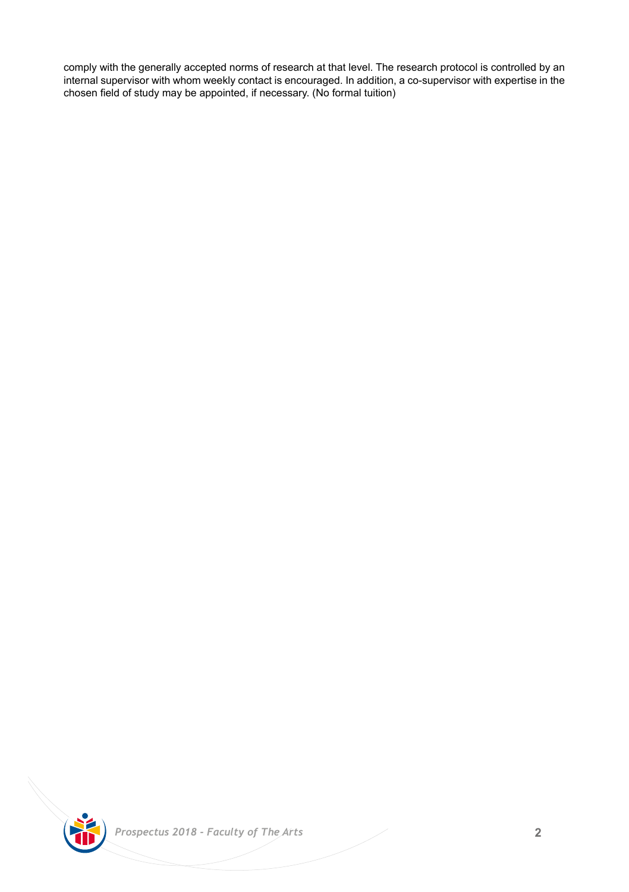comply with the generally accepted norms of research at that level. The research protocol is controlled by an internal supervisor with whom weekly contact is encouraged. In addition, a co-supervisor with expertise in the chosen field of study may be appointed, if necessary. (No formal tuition)